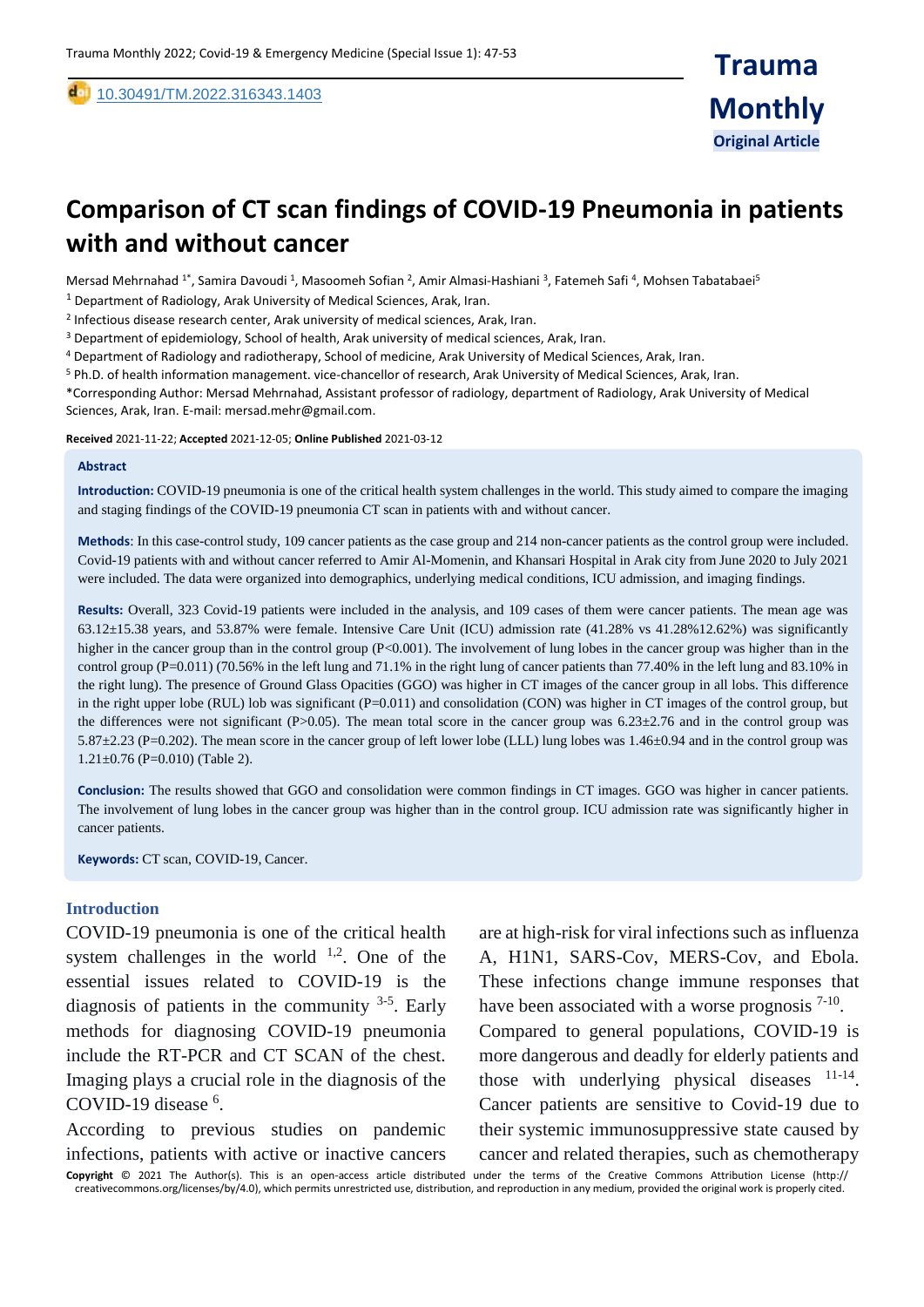10.30491/TM.2022.316343.1403

**Original Article**

# Comparison of CT scan findings of COVID-19 Pneumonia in patients with and without cancer

Mersad Mehrnahad [1*], Samira Davoudi [1], Masoomeh Sofian [2], Amir Almasi-Hashiani [3], Fatemeh Safi [4], Mohsen Tabatabaei[5]

[1] Department of Radiology, Arak University of Medical Sciences, Arak, Iran.

[2] Infectious disease research center, Arak university of medical sciences, Arak, Iran.

[3] Department of epidemiology, School of health, Arak university of medical sciences, Arak, Iran.

[4] Department of Radiology and radiotherapy, School of medicine, Arak University of Medical Sciences, Arak, Iran.

[5] Ph.D. of health information management. vice-chancellor of research, Arak University of Medical Sciences, Arak, Iran.

*Corresponding Author: Mersad Mehrnahad, Assistant professor of radiology, department of Radiology, Arak University of Medical Sciences, Arak, Iran. E-mail: mersad.mehr@gmail.com.

**Received** 2021-11-22; **Accepted** 2021-12-05; **Online Published** 2021-03-12

## Abstract

**Introduction:** COVID-19 pneumonia is one of the critical health system challenges in the world. This study aimed to compare the imaging and staging findings of the COVID-19 pneumonia CT scan in patients with and without cancer.

**Methods**: In this case-control study, 109 cancer patients as the case group and 214 non-cancer patients as the control group were included. Covid-19 patients with and without cancer referred to Amir Al-Momenin, and Khansari Hospital in Arak city from June 2020 to July 2021 were included. The data were organized into demographics, underlying medical conditions, ICU admission, and imaging findings.

**Results:** Overall, 323 Covid-19 patients were included in the analysis, and 109 cases of them were cancer patients. The mean age was 63.12±15.38 years, and 53.87% were female. Intensive Care Unit (ICU) admission rate (41.28% vs 41.28%12.62%) was significantly higher in the cancer group than in the control group (P<0.001). The involvement of lung lobes in the cancer group was higher than in the control group (P=0.011) (70.56% in the left lung and 71.1% in the right lung of cancer patients than 77.40% in the left lung and 83.10% in the right lung). The presence of Ground Glass Opacities (GGO) was higher in CT images of the cancer group in all lobes. This difference in the right upper lobe (RUL) lob was significant (P=0.011) and consolidation (CON) was higher in CT images of the control group, but the differences were not significant (P>0.05). The mean total score in the cancer group was 6.23±2.76 and in the control group was 5.87±2.23 (P=0.202). The mean score in the cancer group of left lower lobe (LLL) lung lobes was 1.46±0.94 and in the control group was 1.21±0.76 (P=0.010) (Table 2).

**Conclusion:** The results showed that GGO and consolidation were common findings in CT images. GGO was higher in cancer patients. The involvement of lung lobes in the cancer group was higher than in the control group. ICU admission rate was significantly higher in cancer patients.

**Keywords:** CT scan, COVID-19, Cancer.

## Introduction

COVID-19 pneumonia is one of the critical health system challenges in the world [1,2]. One of the essential issues related to COVID-19 is the diagnosis of patients in the community [3-5]. Early methods for diagnosing COVID-19 pneumonia include the RT-PCR and CT SCAN of the chest. Imaging plays a crucial role in the diagnosis of the COVID-19 disease [6].

According to previous studies on pandemic infections, patients with active or inactive cancers are at high-risk for viral infections such as influenza A, H1N1, SARS-Cov, MERS-Cov, and Ebola. These infections change immune responses that have been associated with a worse prognosis [7-10]. Compared to general populations, COVID-19 is more dangerous and deadly for elderly patients and those with underlying physical diseases [11-14]. Cancer patients are sensitive to Covid-19 due to their systemic immunosuppressive state caused by cancer and related therapies, such as chemotherapy

**Copyright** © 2021 The Author(s). This is an open-access article distributed under the terms of the Creative Commons Attribution License (http:// creativecommons.org/licenses/by/4.0), which permits unrestricted use, distribution, and reproduction in any medium, provided the original work is properly cited.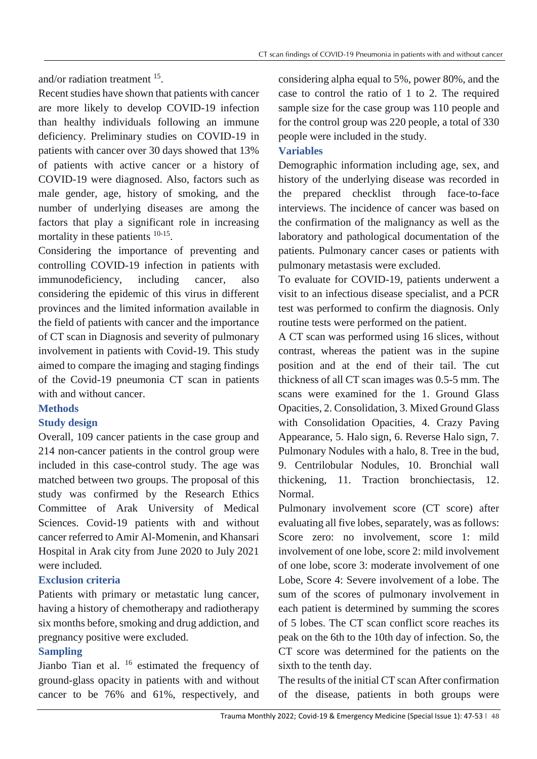and/or radiation treatment [15].

Recent studies have shown that patients with cancer are more likely to develop COVID-19 infection than healthy individuals following an immune deficiency. Preliminary studies on COVID-19 in patients with cancer over 30 days showed that 13% of patients with active cancer or a history of COVID-19 were diagnosed. Also, factors such as male gender, age, history of smoking, and the number of underlying diseases are among the factors that play a significant role in increasing mortality in these patients [10-15].

Considering the importance of preventing and controlling COVID-19 infection in patients with immunodeficiency, including cancer, also considering the epidemic of this virus in different provinces and the limited information available in the field of patients with cancer and the importance of CT scan in Diagnosis and severity of pulmonary involvement in patients with Covid-19. This study aimed to compare the imaging and staging findings of the Covid-19 pneumonia CT scan in patients with and without cancer.

## Methods

### Study design

Overall, 109 cancer patients in the case group and 214 non-cancer patients in the control group were included in this case-control study. The age was matched between two groups. The proposal of this study was confirmed by the Research Ethics Committee of Arak University of Medical Sciences. Covid-19 patients with and without cancer referred to Amir Al-Momenin, and Khansari Hospital in Arak city from June 2020 to July 2021 were included.

### Exclusion criteria

Patients with primary or metastatic lung cancer, having a history of chemotherapy and radiotherapy six months before, smoking and drug addiction, and pregnancy positive were excluded.

### Sampling

Jianbo Tian et al. [16] estimated the frequency of ground-glass opacity in patients with and without cancer to be 76% and 61%, respectively, and considering alpha equal to 5%, power 80%, and the case to control the ratio of 1 to 2. The required sample size for the case group was 110 people and for the control group was 220 people, a total of 330 people were included in the study.

### Variables

Demographic information including age, sex, and history of the underlying disease was recorded in the prepared checklist through face-to-face interviews. The incidence of cancer was based on the confirmation of the malignancy as well as the laboratory and pathological documentation of the patients. Pulmonary cancer cases or patients with pulmonary metastasis were excluded.

To evaluate for COVID-19, patients underwent a visit to an infectious disease specialist, and a PCR test was performed to confirm the diagnosis. Only routine tests were performed on the patient.

A CT scan was performed using 16 slices, without contrast, whereas the patient was in the supine position and at the end of their tail. The cut thickness of all CT scan images was 0.5-5 mm. The scans were examined for the 1. Ground Glass Opacities, 2. Consolidation, 3. Mixed Ground Glass with Consolidation Opacities, 4. Crazy Paving Appearance, 5. Halo sign, 6. Reverse Halo sign, 7. Pulmonary Nodules with a halo, 8. Tree in the bud, 9. Centrilobular Nodules, 10. Bronchial wall thickening, 11. Traction bronchiectasis, 12. Normal.

Pulmonary involvement score (CT score) after evaluating all five lobes, separately, was as follows: Score zero: no involvement, score 1: mild involvement of one lobe, score 2: mild involvement of one lobe, score 3: moderate involvement of one Lobe, Score 4: Severe involvement of a lobe. The sum of the scores of pulmonary involvement in each patient is determined by summing the scores of 5 lobes. The CT scan conflict score reaches its peak on the 6th to the 10th day of infection. So, the CT score was determined for the patients on the sixth to the tenth day.

The results of the initial CT scan After confirmation of the disease, patients in both groups were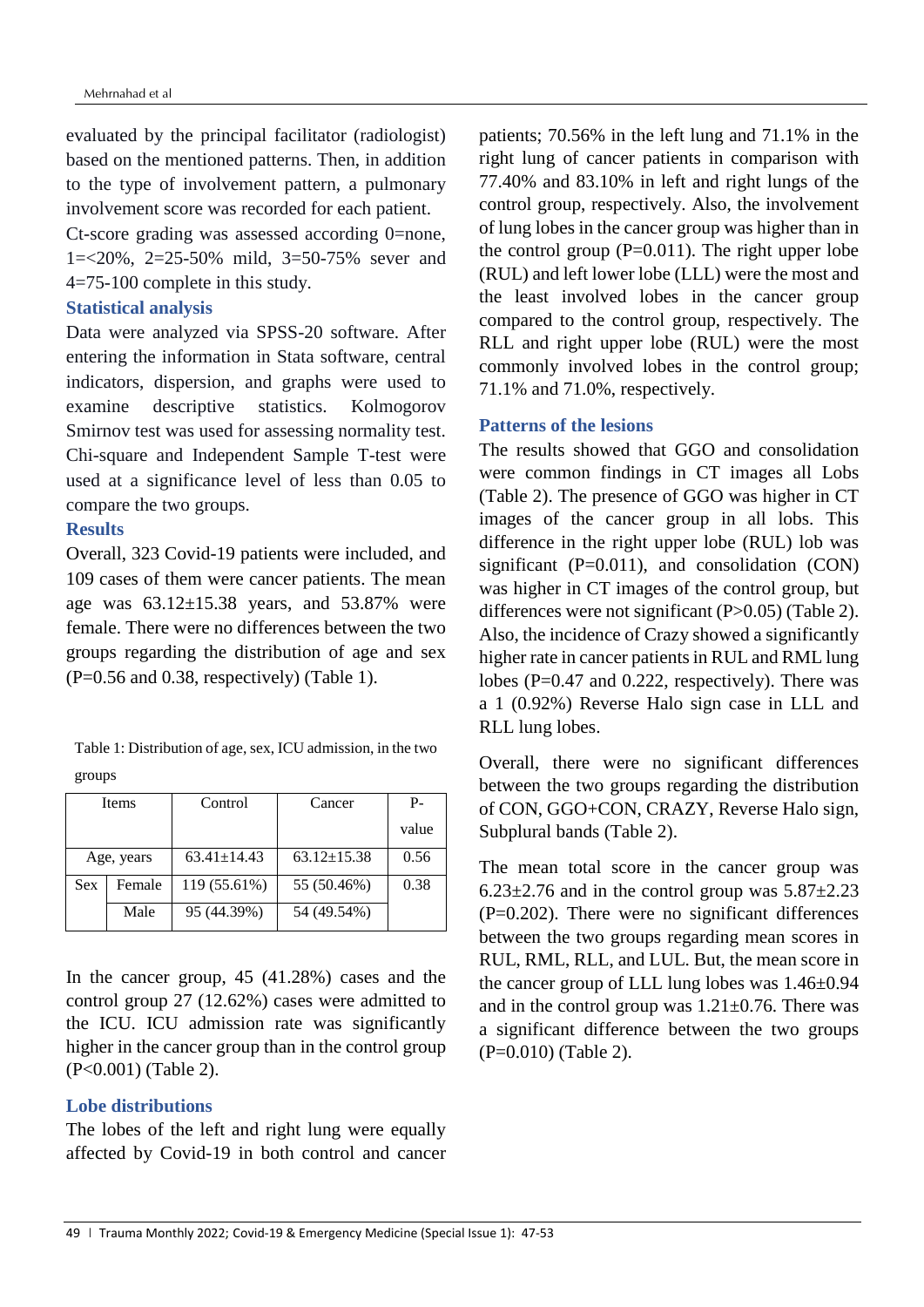evaluated by the principal facilitator (radiologist) based on the mentioned patterns. Then, in addition to the type of involvement pattern, a pulmonary involvement score was recorded for each patient.

Ct-score grading was assessed according 0=none, 1=<20%, 2=25-50% mild, 3=50-75% sever and 4=75-100 complete in this study.

### Statistical analysis

Data were analyzed via SPSS-20 software. After entering the information in Stata software, central indicators, dispersion, and graphs were used to examine descriptive statistics. Kolmogorov Smirnov test was used for assessing normality test. Chi-square and Independent Sample T-test were used at a significance level of less than 0.05 to compare the two groups.

### Results

Overall, 323 Covid-19 patients were included, and 109 cases of them were cancer patients. The mean age was 63.12±15.38 years, and 53.87% were female. There were no differences between the two groups regarding the distribution of age and sex (P=0.56 and 0.38, respectively) (Table 1).

Table 1: Distribution of age, sex, ICU admission, in the two groups

| Items | | Control | Cancer | P-value |
|---|---|---|---|---|
| Age, years | | 63.41±14.43 | 63.12±15.38 | 0.56 |
| Sex | Female | 119 (55.61%) | 55 (50.46%) | 0.38 |
| | Male | 95 (44.39%) | 54 (49.54%) | |

In the cancer group, 45 (41.28%) cases and the control group 27 (12.62%) cases were admitted to the ICU. ICU admission rate was significantly higher in the cancer group than in the control group (P<0.001) (Table 2).

### Lobe distributions

The lobes of the left and right lung were equally affected by Covid-19 in both control and cancer patients; 70.56% in the left lung and 71.1% in the right lung of cancer patients in comparison with 77.40% and 83.10% in left and right lungs of the control group, respectively. Also, the involvement of lung lobes in the cancer group was higher than in the control group (P=0.011). The right upper lobe (RUL) and left lower lobe (LLL) were the most and the least involved lobes in the cancer group compared to the control group, respectively. The RLL and right upper lobe (RUL) were the most commonly involved lobes in the control group; 71.1% and 71.0%, respectively.

### Patterns of the lesions

The results showed that GGO and consolidation were common findings in CT images all Lobs (Table 2). The presence of GGO was higher in CT images of the cancer group in all lobs. This difference in the right upper lobe (RUL) lob was significant (P=0.011), and consolidation (CON) was higher in CT images of the control group, but differences were not significant (P>0.05) (Table 2). Also, the incidence of Crazy showed a significantly higher rate in cancer patients in RUL and RML lung lobes (P=0.47 and 0.222, respectively). There was a 1 (0.92%) Reverse Halo sign case in LLL and RLL lung lobes.

Overall, there were no significant differences between the two groups regarding the distribution of CON, GGO+CON, CRAZY, Reverse Halo sign, Subplural bands (Table 2).

The mean total score in the cancer group was 6.23±2.76 and in the control group was 5.87±2.23 (P=0.202). There were no significant differences between the two groups regarding mean scores in RUL, RML, RLL, and LUL. But, the mean score in the cancer group of LLL lung lobes was 1.46±0.94 and in the control group was 1.21±0.76. There was a significant difference between the two groups (P=0.010) (Table 2).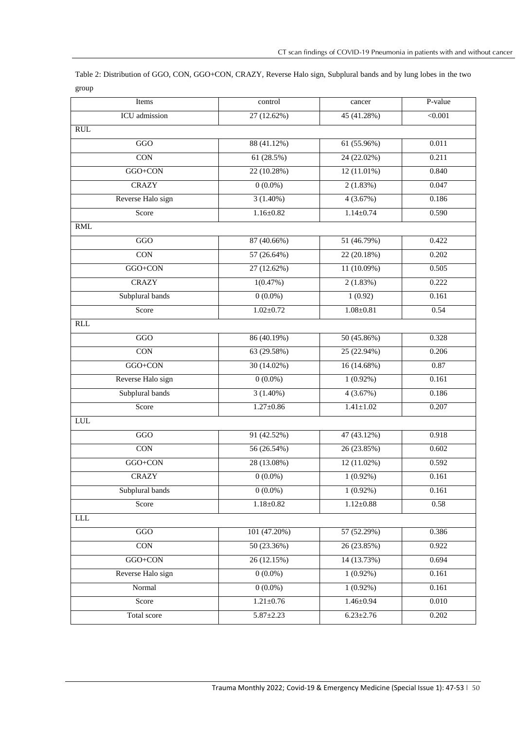Table 2: Distribution of GGO, CON, GGO+CON, CRAZY, Reverse Halo sign, Subplural bands and by lung lobes in the two group

| Items | control | cancer | P-value |
|---|---|---|---|
| ICU admission | 27 (12.62%) | 45 (41.28%) | <0.001 |
| RUL | | | |
| GGO | 88 (41.12%) | 61 (55.96%) | 0.011 |
| CON | 61 (28.5%) | 24 (22.02%) | 0.211 |
| GGO+CON | 22 (10.28%) | 12 (11.01%) | 0.840 |
| CRAZY | 0 (0.0%) | 2 (1.83%) | 0.047 |
| Reverse Halo sign | 3 (1.40%) | 4 (3.67%) | 0.186 |
| Score | 1.16±0.82 | 1.14±0.74 | 0.590 |
| RML | | | |
| GGO | 87 (40.66%) | 51 (46.79%) | 0.422 |
| CON | 57 (26.64%) | 22 (20.18%) | 0.202 |
| GGO+CON | 27 (12.62%) | 11 (10.09%) | 0.505 |
| CRAZY | 1(0.47%) | 2 (1.83%) | 0.222 |
| Subplural bands | 0 (0.0%) | 1 (0.92) | 0.161 |
| Score | 1.02±0.72 | 1.08±0.81 | 0.54 |
| RLL | | | |
| GGO | 86 (40.19%) | 50 (45.86%) | 0.328 |
| CON | 63 (29.58%) | 25 (22.94%) | 0.206 |
| GGO+CON | 30 (14.02%) | 16 (14.68%) | 0.87 |
| Reverse Halo sign | 0 (0.0%) | 1 (0.92%) | 0.161 |
| Subplural bands | 3 (1.40%) | 4 (3.67%) | 0.186 |
| Score | 1.27±0.86 | 1.41±1.02 | 0.207 |
| LUL | | | |
| GGO | 91 (42.52%) | 47 (43.12%) | 0.918 |
| CON | 56 (26.54%) | 26 (23.85%) | 0.602 |
| GGO+CON | 28 (13.08%) | 12 (11.02%) | 0.592 |
| CRAZY | 0 (0.0%) | 1 (0.92%) | 0.161 |
| Subplural bands | 0 (0.0%) | 1 (0.92%) | 0.161 |
| Score | 1.18±0.82 | 1.12±0.88 | 0.58 |
| LLL | | | |
| GGO | 101 (47.20%) | 57 (52.29%) | 0.386 |
| CON | 50 (23.36%) | 26 (23.85%) | 0.922 |
| GGO+CON | 26 (12.15%) | 14 (13.73%) | 0.694 |
| Reverse Halo sign | 0 (0.0%) | 1 (0.92%) | 0.161 |
| Normal | 0 (0.0%) | 1 (0.92%) | 0.161 |
| Score | 1.21±0.76 | 1.46±0.94 | 0.010 |
| Total score | 5.87±2.23 | 6.23±2.76 | 0.202 |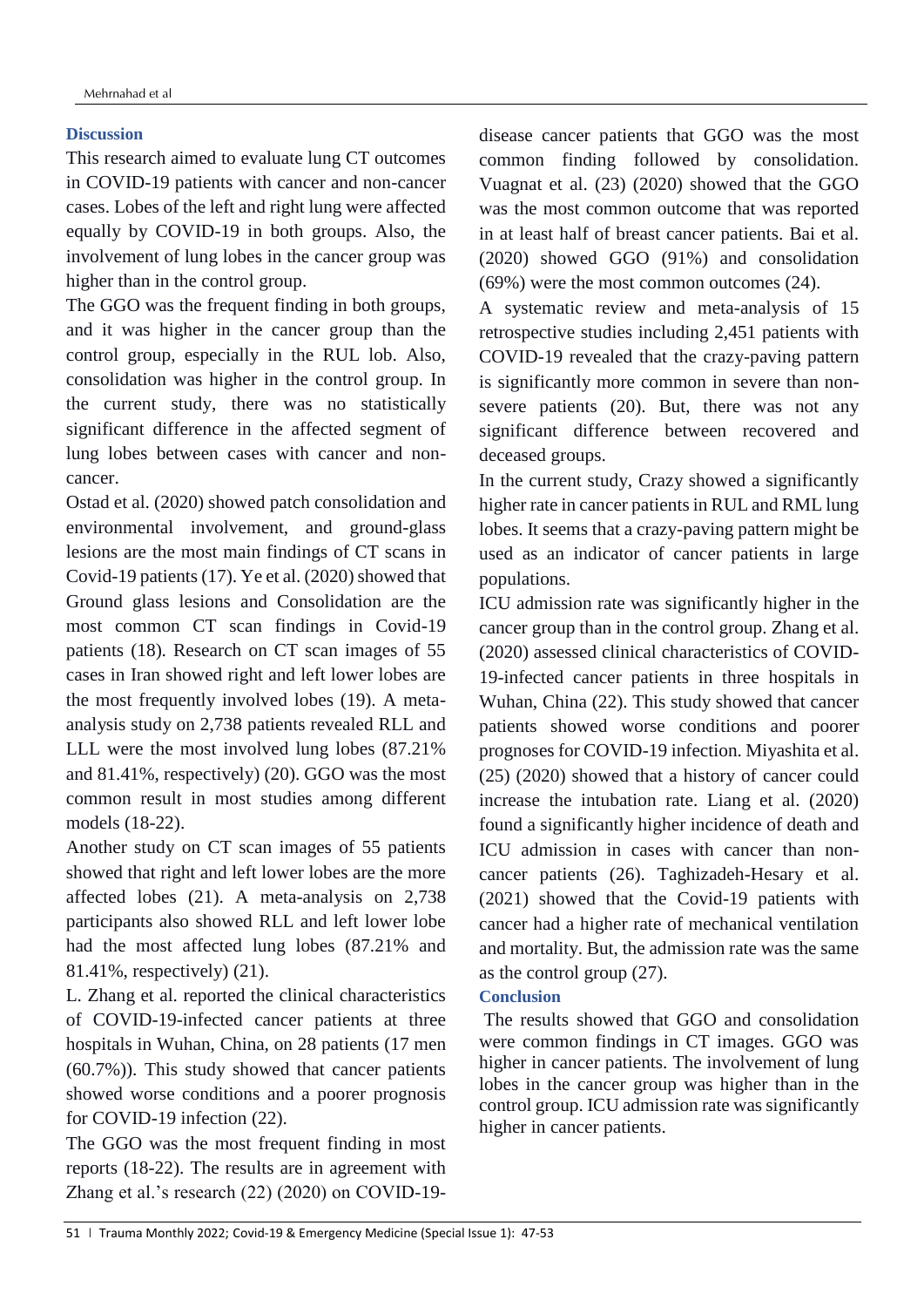## Discussion

This research aimed to evaluate lung CT outcomes in COVID-19 patients with cancer and non-cancer cases. Lobes of the left and right lung were affected equally by COVID-19 in both groups. Also, the involvement of lung lobes in the cancer group was higher than in the control group.

The GGO was the frequent finding in both groups, and it was higher in the cancer group than the control group, especially in the RUL lob. Also, consolidation was higher in the control group. In the current study, there was no statistically significant difference in the affected segment of lung lobes between cases with cancer and non-cancer.

Ostad et al. (2020) showed patch consolidation and environmental involvement, and ground-glass lesions are the most main findings of CT scans in Covid-19 patients (17). Ye et al. (2020) showed that Ground glass lesions and Consolidation are the most common CT scan findings in Covid-19 patients (18). Research on CT scan images of 55 cases in Iran showed right and left lower lobes are the most frequently involved lobes (19). A meta-analysis study on 2,738 patients revealed RLL and LLL were the most involved lung lobes (87.21% and 81.41%, respectively) (20). GGO was the most common result in most studies among different models (18-22).

Another study on CT scan images of 55 patients showed that right and left lower lobes are the more affected lobes (21). A meta-analysis on 2,738 participants also showed RLL and left lower lobe had the most affected lung lobes (87.21% and 81.41%, respectively) (21).

L. Zhang et al. reported the clinical characteristics of COVID-19-infected cancer patients at three hospitals in Wuhan, China, on 28 patients (17 men (60.7%)). This study showed that cancer patients showed worse conditions and a poorer prognosis for COVID-19 infection (22).

The GGO was the most frequent finding in most reports (18-22). The results are in agreement with Zhang et al.'s research (22) (2020) on COVID-19-disease cancer patients that GGO was the most common finding followed by consolidation. Vuagnat et al. (23) (2020) showed that the GGO was the most common outcome that was reported in at least half of breast cancer patients. Bai et al. (2020) showed GGO (91%) and consolidation (69%) were the most common outcomes (24).

A systematic review and meta-analysis of 15 retrospective studies including 2,451 patients with COVID-19 revealed that the crazy-paving pattern is significantly more common in severe than non-severe patients (20). But, there was not any significant difference between recovered and deceased groups.

In the current study, Crazy showed a significantly higher rate in cancer patients in RUL and RML lung lobes. It seems that a crazy-paving pattern might be used as an indicator of cancer patients in large populations.

ICU admission rate was significantly higher in the cancer group than in the control group. Zhang et al. (2020) assessed clinical characteristics of COVID-19-infected cancer patients in three hospitals in Wuhan, China (22). This study showed that cancer patients showed worse conditions and poorer prognoses for COVID-19 infection. Miyashita et al. (25) (2020) showed that a history of cancer could increase the intubation rate. Liang et al. (2020) found a significantly higher incidence of death and ICU admission in cases with cancer than non-cancer patients (26). Taghizadeh-Hesary et al. (2021) showed that the Covid-19 patients with cancer had a higher rate of mechanical ventilation and mortality. But, the admission rate was the same as the control group (27).

## Conclusion

The results showed that GGO and consolidation were common findings in CT images. GGO was higher in cancer patients. The involvement of lung lobes in the cancer group was higher than in the control group. ICU admission rate was significantly higher in cancer patients.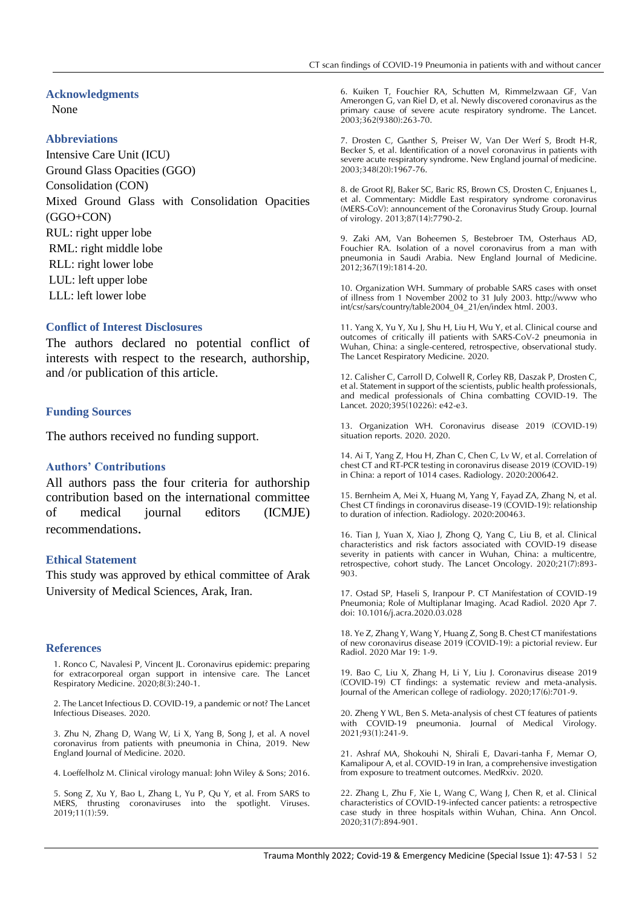## Acknowledgments

None

## Abbreviations

Intensive Care Unit (ICU)
Ground Glass Opacities (GGO)
Consolidation (CON)
Mixed Ground Glass with Consolidation Opacities (GGO+CON)
RUL: right upper lobe
RML: right middle lobe
RLL: right lower lobe
LUL: left upper lobe
LLL: left lower lobe

## Conflict of Interest Disclosures

The authors declared no potential conflict of interests with respect to the research, authorship, and /or publication of this article.

## Funding Sources

The authors received no funding support.

## Authors' Contributions

All authors pass the four criteria for authorship contribution based on the international committee of medical journal editors (ICMJE) recommendations.

## Ethical Statement

This study was approved by ethical committee of Arak University of Medical Sciences, Arak, Iran.

## References

1. Ronco C, Navalesi P, Vincent JL. Coronavirus epidemic: preparing for extracorporeal organ support in intensive care. The Lancet Respiratory Medicine. 2020;8(3):240-1.

2. The Lancet Infectious D. COVID-19, a pandemic or not? The Lancet Infectious Diseases. 2020.

3. Zhu N, Zhang D, Wang W, Li X, Yang B, Song J, et al. A novel coronavirus from patients with pneumonia in China, 2019. New England Journal of Medicine. 2020.

4. Loeffelholz M. Clinical virology manual: John Wiley & Sons; 2016.

5. Song Z, Xu Y, Bao L, Zhang L, Yu P, Qu Y, et al. From SARS to MERS, thrusting coronaviruses into the spotlight. Viruses. 2019;11(1):59.

6. Kuiken T, Fouchier RA, Schutten M, Rimmelzwaan GF, Van Amerongen G, van Riel D, et al. Newly discovered coronavirus as the primary cause of severe acute respiratory syndrome. The Lancet. 2003;362(9380):263-70.

7. Drosten C, Gьnther S, Preiser W, Van Der Werf S, Brodt H-R, Becker S, et al. Identification of a novel coronavirus in patients with severe acute respiratory syndrome. New England journal of medicine. 2003;348(20):1967-76.

8. de Groot RJ, Baker SC, Baric RS, Brown CS, Drosten C, Enjuanes L, et al. Commentary: Middle East respiratory syndrome coronavirus (MERS-CoV): announcement of the Coronavirus Study Group. Journal of virology. 2013;87(14):7790-2.

9. Zaki AM, Van Boheemen S, Bestebroer TM, Osterhaus AD, Fouchier RA. Isolation of a novel coronavirus from a man with pneumonia in Saudi Arabia. New England Journal of Medicine. 2012;367(19):1814-20.

10. Organization WH. Summary of probable SARS cases with onset of illness from 1 November 2002 to 31 July 2003. http://www who int/csr/sars/country/table2004_04_21/en/index html. 2003.

11. Yang X, Yu Y, Xu J, Shu H, Liu H, Wu Y, et al. Clinical course and outcomes of critically ill patients with SARS-CoV-2 pneumonia in Wuhan, China: a single-centered, retrospective, observational study. The Lancet Respiratory Medicine. 2020.

12. Calisher C, Carroll D, Colwell R, Corley RB, Daszak P, Drosten C, et al. Statement in support of the scientists, public health professionals, and medical professionals of China combatting COVID-19. The Lancet. 2020;395(10226): e42-e3.

13. Organization WH. Coronavirus disease 2019 (COVID-19) situation reports. 2020. 2020.

14. Ai T, Yang Z, Hou H, Zhan C, Chen C, Lv W, et al. Correlation of chest CT and RT-PCR testing in coronavirus disease 2019 (COVID-19) in China: a report of 1014 cases. Radiology. 2020:200642.

15. Bernheim A, Mei X, Huang M, Yang Y, Fayad ZA, Zhang N, et al. Chest CT findings in coronavirus disease-19 (COVID-19): relationship to duration of infection. Radiology. 2020:200463.

16. Tian J, Yuan X, Xiao J, Zhong Q, Yang C, Liu B, et al. Clinical characteristics and risk factors associated with COVID-19 disease severity in patients with cancer in Wuhan, China: a multicentre, retrospective, cohort study. The Lancet Oncology. 2020;21(7):893-903.

17. Ostad SP, Haseli S, Iranpour P. CT Manifestation of COVID-19 Pneumonia; Role of Multiplanar Imaging. Acad Radiol. 2020 Apr 7. doi: 10.1016/j.acra.2020.03.028

18. Ye Z, Zhang Y, Wang Y, Huang Z, Song B. Chest CT manifestations of new coronavirus disease 2019 (COVID-19): a pictorial review. Eur Radiol. 2020 Mar 19: 1-9.

19. Bao C, Liu X, Zhang H, Li Y, Liu J. Coronavirus disease 2019 (COVID-19) CT findings: a systematic review and meta-analysis. Journal of the American college of radiology. 2020;17(6):701-9.

20. Zheng Y WL, Ben S. Meta-analysis of chest CT features of patients with COVID-19 pneumonia. Journal of Medical Virology. 2021;93(1):241-9.

21. Ashraf MA, Shokouhi N, Shirali E, Davari-tanha F, Memar O, Kamalipour A, et al. COVID-19 in Iran, a comprehensive investigation from exposure to treatment outcomes. MedRxiv. 2020.

22. Zhang L, Zhu F, Xie L, Wang C, Wang J, Chen R, et al. Clinical characteristics of COVID-19-infected cancer patients: a retrospective case study in three hospitals within Wuhan, China. Ann Oncol. 2020;31(7):894-901.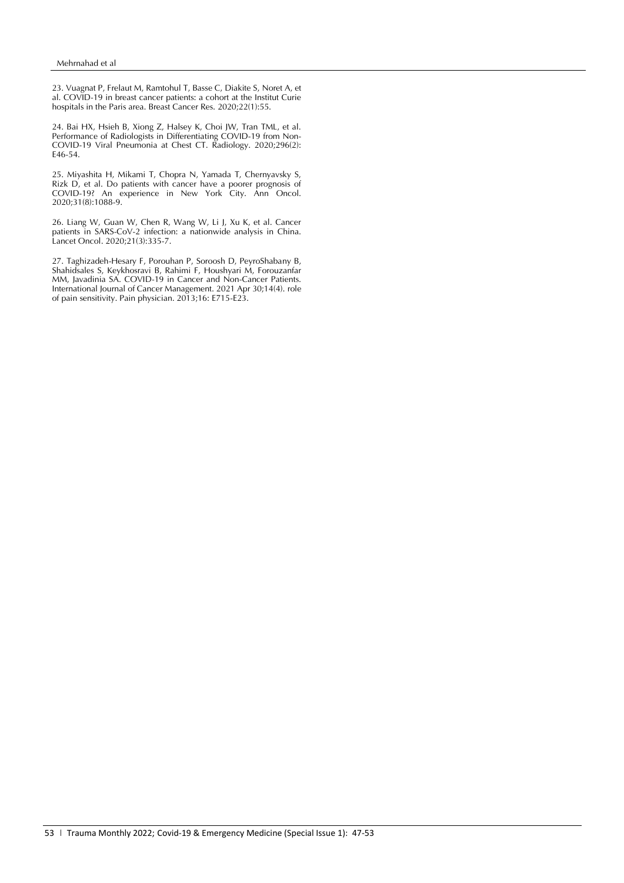23. Vuagnat P, Frelaut M, Ramtohul T, Basse C, Diakite S, Noret A, et al. COVID-19 in breast cancer patients: a cohort at the Institut Curie hospitals in the Paris area. Breast Cancer Res. 2020;22(1):55.

24. Bai HX, Hsieh B, Xiong Z, Halsey K, Choi JW, Tran TML, et al. Performance of Radiologists in Differentiating COVID-19 from Non-COVID-19 Viral Pneumonia at Chest CT. Radiology. 2020;296(2): E46-54.

25. Miyashita H, Mikami T, Chopra N, Yamada T, Chernyavsky S, Rizk D, et al. Do patients with cancer have a poorer prognosis of COVID-19? An experience in New York City. Ann Oncol. 2020;31(8):1088-9.

26. Liang W, Guan W, Chen R, Wang W, Li J, Xu K, et al. Cancer patients in SARS-CoV-2 infection: a nationwide analysis in China. Lancet Oncol. 2020;21(3):335-7.

27. Taghizadeh-Hesary F, Porouhan P, Soroosh D, PeyroShabany B, Shahidsales S, Keykhosravi B, Rahimi F, Houshyari M, Forouzanfar MM, Javadinia SA. COVID-19 in Cancer and Non-Cancer Patients. International Journal of Cancer Management. 2021 Apr 30;14(4). role of pain sensitivity. Pain physician. 2013;16: E715-E23.